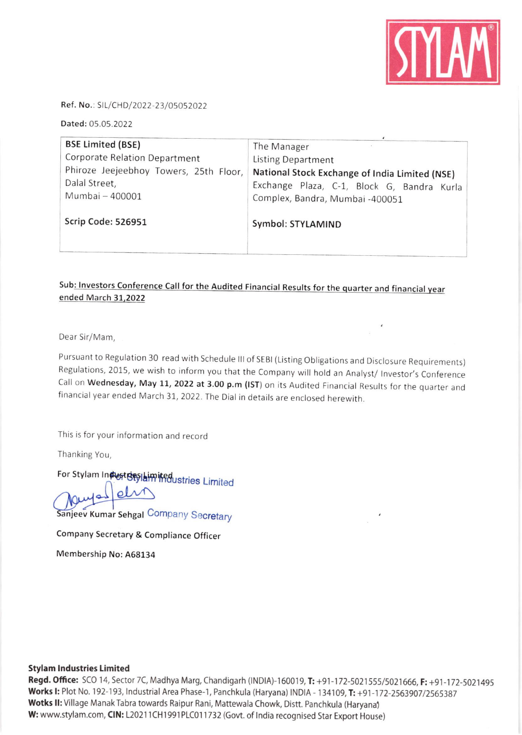STYLAM®

**Ref. No.**: SIL/CHD/2022-23/05052022

**Dated:** 05.05.2022

| **BSE Limited (BSE)**<br>Corporate Relation Department<br>Phiroze Jeejeebhoy Towers, 25th Floor, Dalal Street,<br>Mumbai – 400001<br><br>**Scrip Code: 526951** | The Manager<br>Listing Department<br>**National Stock Exchange of India Limited (NSE)**<br>Exchange Plaza, C-1, Block G, Bandra Kurla Complex, Bandra, Mumbai -400051<br><br>**Symbol: STYLAMIND** |
|---|---|

Sub: Investors Conference Call for the Audited Financial Results for the quarter and financial year ended March 31,2022

Dear Sir/Mam,

Pursuant to Regulation 30 read with Schedule III of SEBI (Listing Obligations and Disclosure Requirements) Regulations, 2015, we wish to inform you that the Company will hold an Analyst/ Investor's Conference Call on **Wednesday, May 11, 2022 at 3.00 p.m (IST)** on its Audited Financial Results for the quarter and financial year ended March 31, 2022. The Dial in details are enclosed herewith.

This is for your information and record

Thanking You,

For Stylam Industries Limited

For Stylam Industries Limited

Sanjeev Kumar Sehgal Company Secretary

Company Secretary & Compliance Officer

Membership No: A68134

**Stylam Industries Limited**
**Regd. Office:** SCO 14, Sector 7C, Madhya Marg, Chandigarh (INDIA)-160019, **T:** +91-172-5021555/5021666, **F:** +91-172-5021495
**Works I:** Plot No. 192-193, Industrial Area Phase-1, Panchkula (Haryana) INDIA - 134109, **T:** +91-172-2563907/2565387
**Wotks II:** Village Manak Tabra towards Raipur Rani, Mattewala Chowk, Distt. Panchkula (Haryana)
**W:** www.stylam.com, **CIN:** L20211CH1991PLC011732 (Govt. of India recognised Star Export House)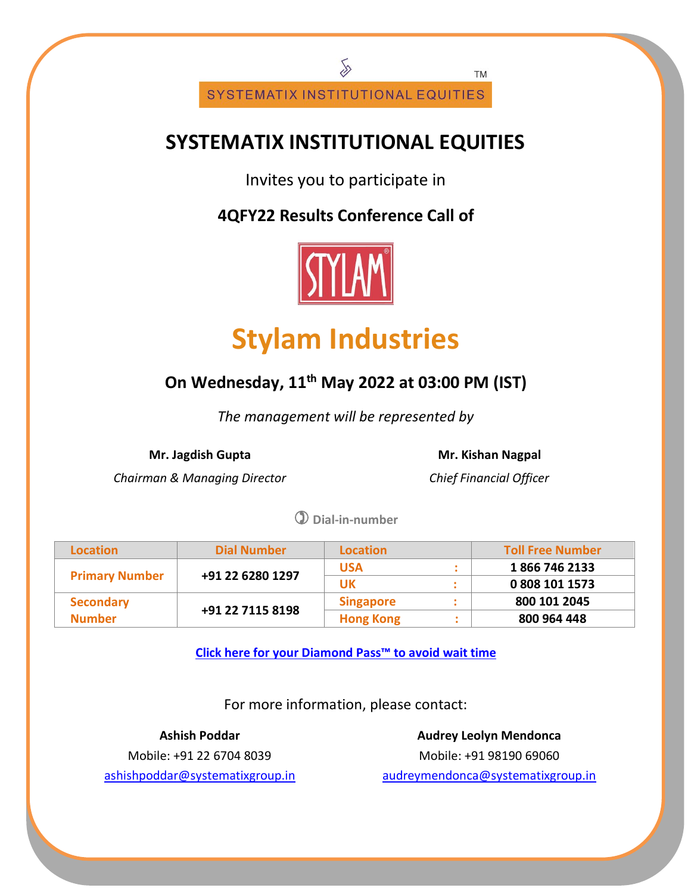SYSTEMATIX INSTITUTIONAL EQUITIES™

# SYSTEMATIX INSTITUTIONAL EQUITIES

Invites you to participate in

**4QFY22 Results Conference Call of**

STYLAM®

# Stylam Industries

**On Wednesday, 11th May 2022 at 03:00 PM (IST)**

*The management will be represented by*

**Mr. Jagdish Gupta**
*Chairman & Managing Director*

**Mr. Kishan Nagpal**
*Chief Financial Officer*

**Dial-in-number**

| Location | Dial Number | Location | | Toll Free Number |
|---|---|---|---|---|
| Primary Number | +91 22 6280 1297 | USA | : | 1 866 746 2133 |
| | | UK | : | 0 808 101 1573 |
| Secondary Number | +91 22 7115 8198 | Singapore | : | 800 101 2045 |
| | | Hong Kong | : | 800 964 448 |

**Click here for your Diamond Pass™ to avoid wait time**

For more information, please contact:

**Ashish Poddar**
Mobile: +91 22 6704 8039
ashishpoddar@systematixgroup.in

**Audrey Leolyn Mendonca**
Mobile: +91 98190 69060
audreymendonca@systematixgroup.in